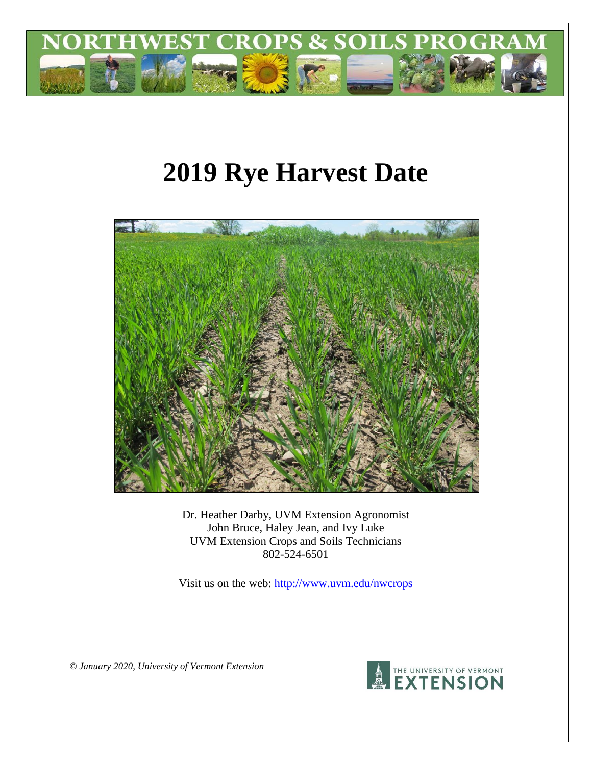# 2019 Rye Harvest Date

Dr. Heather Darby, UVM Extension Agronomist
John Bruce, Haley Jean, and Ivy Luke
UVM Extension Crops and Soils Technicians
802-524-6501

Visit us on the web: http://www.uvm.edu/nwcrops

*© January 2020, University of Vermont Extension*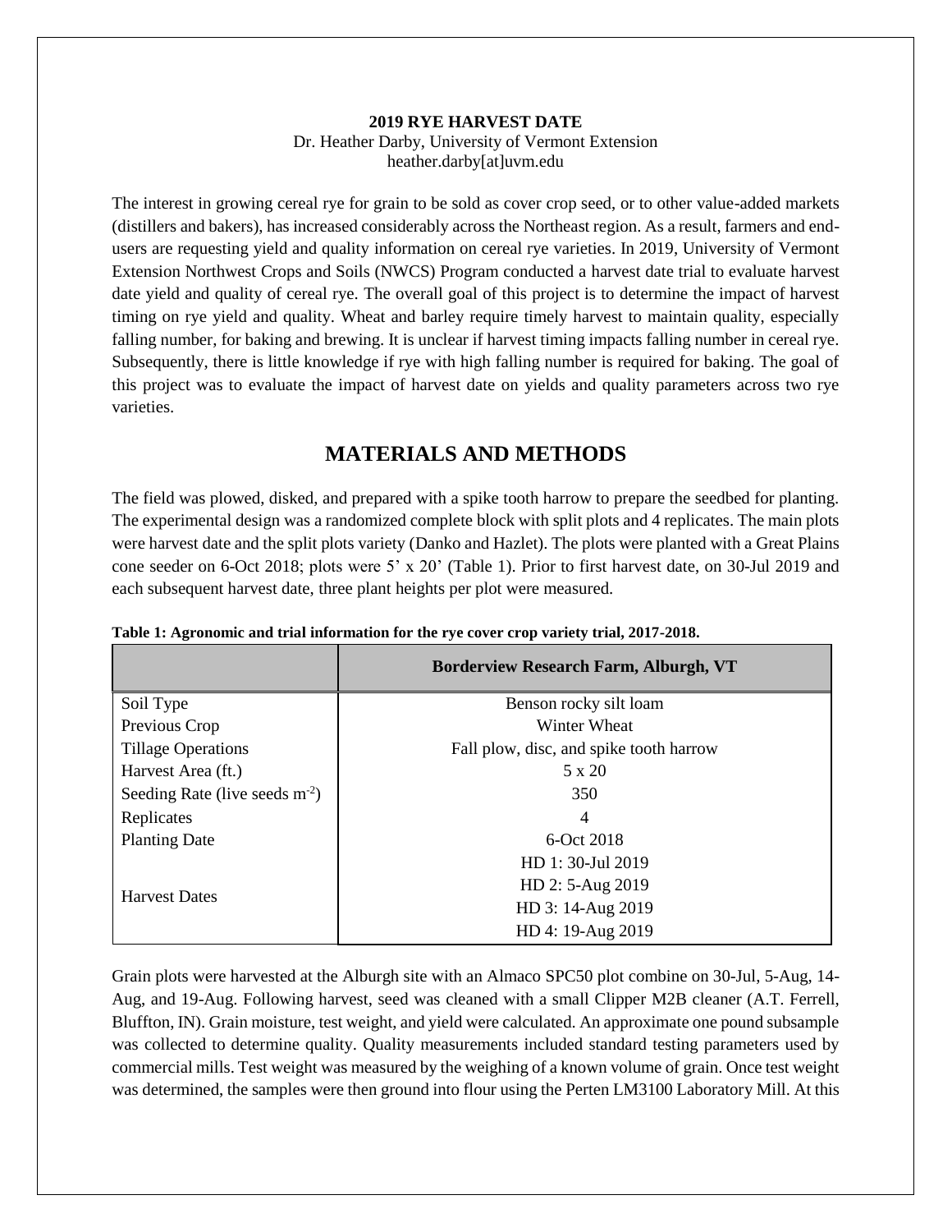**2019 RYE HARVEST DATE**
Dr. Heather Darby, University of Vermont Extension
heather.darby[at]uvm.edu

The interest in growing cereal rye for grain to be sold as cover crop seed, or to other value-added markets (distillers and bakers), has increased considerably across the Northeast region. As a result, farmers and end-users are requesting yield and quality information on cereal rye varieties. In 2019, University of Vermont Extension Northwest Crops and Soils (NWCS) Program conducted a harvest date trial to evaluate harvest date yield and quality of cereal rye. The overall goal of this project is to determine the impact of harvest timing on rye yield and quality. Wheat and barley require timely harvest to maintain quality, especially falling number, for baking and brewing. It is unclear if harvest timing impacts falling number in cereal rye. Subsequently, there is little knowledge if rye with high falling number is required for baking. The goal of this project was to evaluate the impact of harvest date on yields and quality parameters across two rye varieties.

# MATERIALS AND METHODS

The field was plowed, disked, and prepared with a spike tooth harrow to prepare the seedbed for planting. The experimental design was a randomized complete block with split plots and 4 replicates. The main plots were harvest date and the split plots variety (Danko and Hazlet). The plots were planted with a Great Plains cone seeder on 6-Oct 2018; plots were 5' x 20' (Table 1). Prior to first harvest date, on 30-Jul 2019 and each subsequent harvest date, three plant heights per plot were measured.

**Table 1: Agronomic and trial information for the rye cover crop variety trial, 2017-2018.**

| | Borderview Research Farm, Alburgh, VT |
|---|---|
| Soil Type | Benson rocky silt loam |
| Previous Crop | Winter Wheat |
| Tillage Operations | Fall plow, disc, and spike tooth harrow |
| Harvest Area (ft.) | 5 x 20 |
| Seeding Rate (live seeds $m^{-2}$) | 350 |
| Replicates | 4 |
| Planting Date | 6-Oct 2018 |
| Harvest Dates | HD 1: 30-Jul 2019<br>HD 2: 5-Aug 2019<br>HD 3: 14-Aug 2019<br>HD 4: 19-Aug 2019 |

Grain plots were harvested at the Alburgh site with an Almaco SPC50 plot combine on 30-Jul, 5-Aug, 14-Aug, and 19-Aug. Following harvest, seed was cleaned with a small Clipper M2B cleaner (A.T. Ferrell, Bluffton, IN). Grain moisture, test weight, and yield were calculated. An approximate one pound subsample was collected to determine quality. Quality measurements included standard testing parameters used by commercial mills. Test weight was measured by the weighing of a known volume of grain. Once test weight was determined, the samples were then ground into flour using the Perten LM3100 Laboratory Mill. At this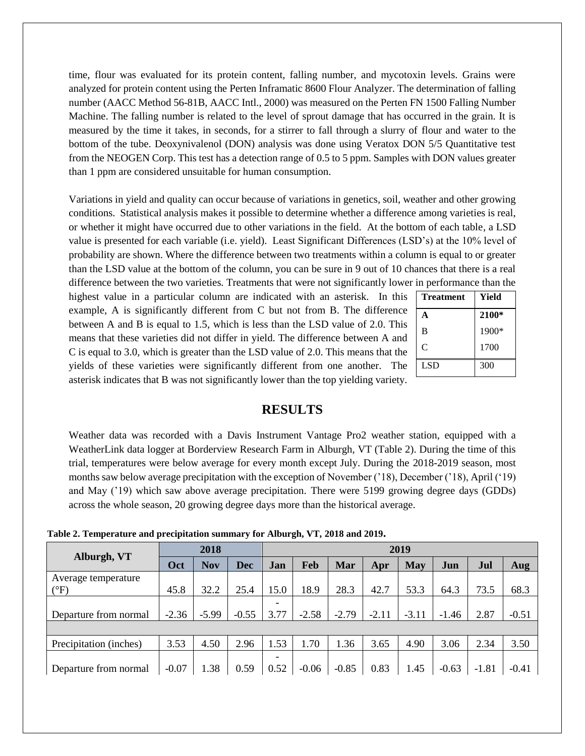time, flour was evaluated for its protein content, falling number, and mycotoxin levels. Grains were analyzed for protein content using the Perten Inframatic 8600 Flour Analyzer. The determination of falling number (AACC Method 56-81B, AACC Intl., 2000) was measured on the Perten FN 1500 Falling Number Machine. The falling number is related to the level of sprout damage that has occurred in the grain. It is measured by the time it takes, in seconds, for a stirrer to fall through a slurry of flour and water to the bottom of the tube. Deoxynivalenol (DON) analysis was done using Veratox DON 5/5 Quantitative test from the NEOGEN Corp. This test has a detection range of 0.5 to 5 ppm. Samples with DON values greater than 1 ppm are considered unsuitable for human consumption.

Variations in yield and quality can occur because of variations in genetics, soil, weather and other growing conditions. Statistical analysis makes it possible to determine whether a difference among varieties is real, or whether it might have occurred due to other variations in the field. At the bottom of each table, a LSD value is presented for each variable (i.e. yield). Least Significant Differences (LSD's) at the 10% level of probability are shown. Where the difference between two treatments within a column is equal to or greater than the LSD value at the bottom of the column, you can be sure in 9 out of 10 chances that there is a real difference between the two varieties. Treatments that were not significantly lower in performance than the highest value in a particular column are indicated with an asterisk. In this example, A is significantly different from C but not from B. The difference between A and B is equal to 1.5, which is less than the LSD value of 2.0. This means that these varieties did not differ in yield. The difference between A and C is equal to 3.0, which is greater than the LSD value of 2.0. This means that the yields of these varieties were significantly different from one another. The asterisk indicates that B was not significantly lower than the top yielding variety.

| Treatment | Yield |
|---|---|
| **A** | **2100*** |
| B | 1900* |
| C | 1700 |
| LSD | 300 |

## RESULTS

Weather data was recorded with a Davis Instrument Vantage Pro2 weather station, equipped with a WeatherLink data logger at Borderview Research Farm in Alburgh, VT (Table 2). During the time of this trial, temperatures were below average for every month except July. During the 2018-2019 season, most months saw below average precipitation with the exception of November ('18), December ('18), April ('19) and May ('19) which saw above average precipitation. There were 5199 growing degree days (GDDs) across the whole season, 20 growing degree days more than the historical average.

**Table 2. Temperature and precipitation summary for Alburgh, VT, 2018 and 2019.**

| Alburgh, VT | 2018 | | | 2019 | | | | | | | |
|---|---|---|---|---|---|---|---|---|---|---|---|
| | Oct | Nov | Dec | Jan | Feb | Mar | Apr | May | Jun | Jul | Aug |
| Average temperature (°F) | 45.8 | 32.2 | 25.4 | 15.0 | 18.9 | 28.3 | 42.7 | 53.3 | 64.3 | 73.5 | 68.3 |
| Departure from normal | -2.36 | -5.99 | -0.55 | -3.77 | -2.58 | -2.79 | -2.11 | -3.11 | -1.46 | 2.87 | -0.51 |
| | | | | | | | | | | | |
| Precipitation (inches) | 3.53 | 4.50 | 2.96 | 1.53 | 1.70 | 1.36 | 3.65 | 4.90 | 3.06 | 2.34 | 3.50 |
| Departure from normal | -0.07 | 1.38 | 0.59 | -0.52 | -0.06 | -0.85 | 0.83 | 1.45 | -0.63 | -1.81 | -0.41 |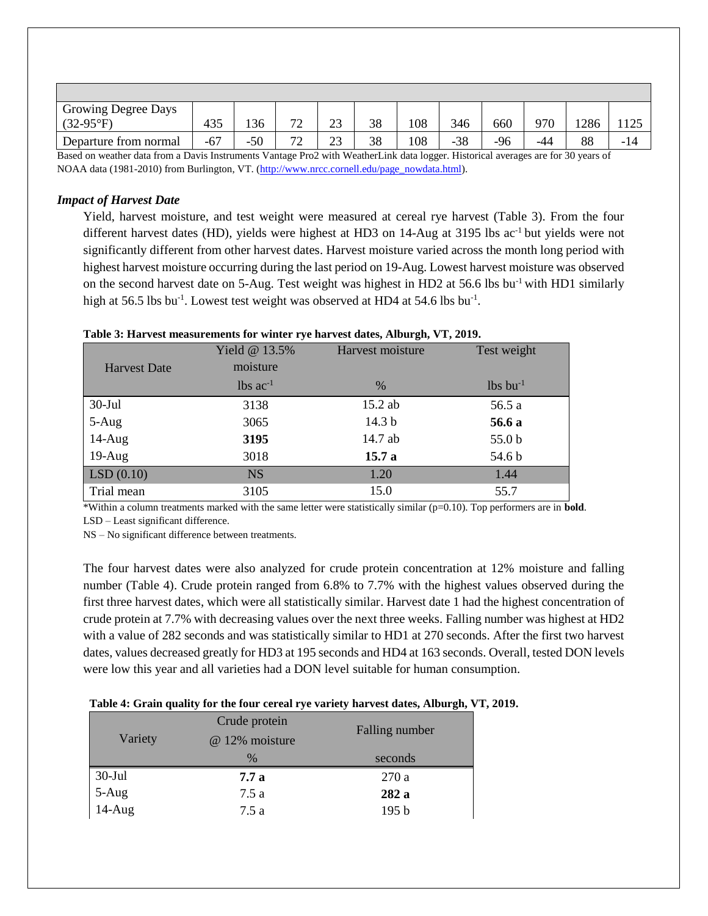| | | | | | | | | | | | |
|---|---|---|---|---|---|---|---|---|---|---|---|
| Growing Degree Days (32-95°F) | 435 | 136 | 72 | 23 | 38 | 108 | 346 | 660 | 970 | 1286 | 1125 |
| Departure from normal | -67 | -50 | 72 | 23 | 38 | 108 | -38 | -96 | -44 | 88 | -14 |

Based on weather data from a Davis Instruments Vantage Pro2 with WeatherLink data logger. Historical averages are for 30 years of NOAA data (1981-2010) from Burlington, VT. (http://www.nrcc.cornell.edu/page_nowdata.html).

### *Impact of Harvest Date*

Yield, harvest moisture, and test weight were measured at cereal rye harvest (Table 3). From the four different harvest dates (HD), yields were highest at HD3 on 14-Aug at 3195 lbs ac$^{-1}$ but yields were not significantly different from other harvest dates. Harvest moisture varied across the month long period with highest harvest moisture occurring during the last period on 19-Aug. Lowest harvest moisture was observed on the second harvest date on 5-Aug. Test weight was highest in HD2 at 56.6 lbs bu$^{-1}$ with HD1 similarly high at 56.5 lbs bu$^{-1}$. Lowest test weight was observed at HD4 at 54.6 lbs bu$^{-1}$.

**Table 3: Harvest measurements for winter rye harvest dates, Alburgh, VT, 2019.**

| Harvest Date | Yield @ 13.5% moisture | Harvest moisture | Test weight |
|---|---|---|---|
| | lbs ac$^{-1}$ | % | lbs bu$^{-1}$ |
| 30-Jul | 3138 | 15.2 ab | 56.5 a |
| 5-Aug | 3065 | 14.3 b | **56.6 a** |
| 14-Aug | **3195** | 14.7 ab | 55.0 b |
| 19-Aug | 3018 | **15.7 a** | 54.6 b |
| LSD (0.10) | NS | 1.20 | 1.44 |
| Trial mean | 3105 | 15.0 | 55.7 |

*Within a column treatments marked with the same letter were statistically similar (p=0.10). Top performers are in **bold**.
LSD – Least significant difference.
NS – No significant difference between treatments.

The four harvest dates were also analyzed for crude protein concentration at 12% moisture and falling number (Table 4). Crude protein ranged from 6.8% to 7.7% with the highest values observed during the first three harvest dates, which were all statistically similar. Harvest date 1 had the highest concentration of crude protein at 7.7% with decreasing values over the next three weeks. Falling number was highest at HD2 with a value of 282 seconds and was statistically similar to HD1 at 270 seconds. After the first two harvest dates, values decreased greatly for HD3 at 195 seconds and HD4 at 163 seconds. Overall, tested DON levels were low this year and all varieties had a DON level suitable for human consumption.

**Table 4: Grain quality for the four cereal rye variety harvest dates, Alburgh, VT, 2019.**

| Variety | Crude protein @ 12% moisture | Falling number |
|---|---|---|
| | % | seconds |
| 30-Jul | **7.7 a** | 270 a |
| 5-Aug | 7.5 a | **282 a** |
| 14-Aug | 7.5 a | 195 b |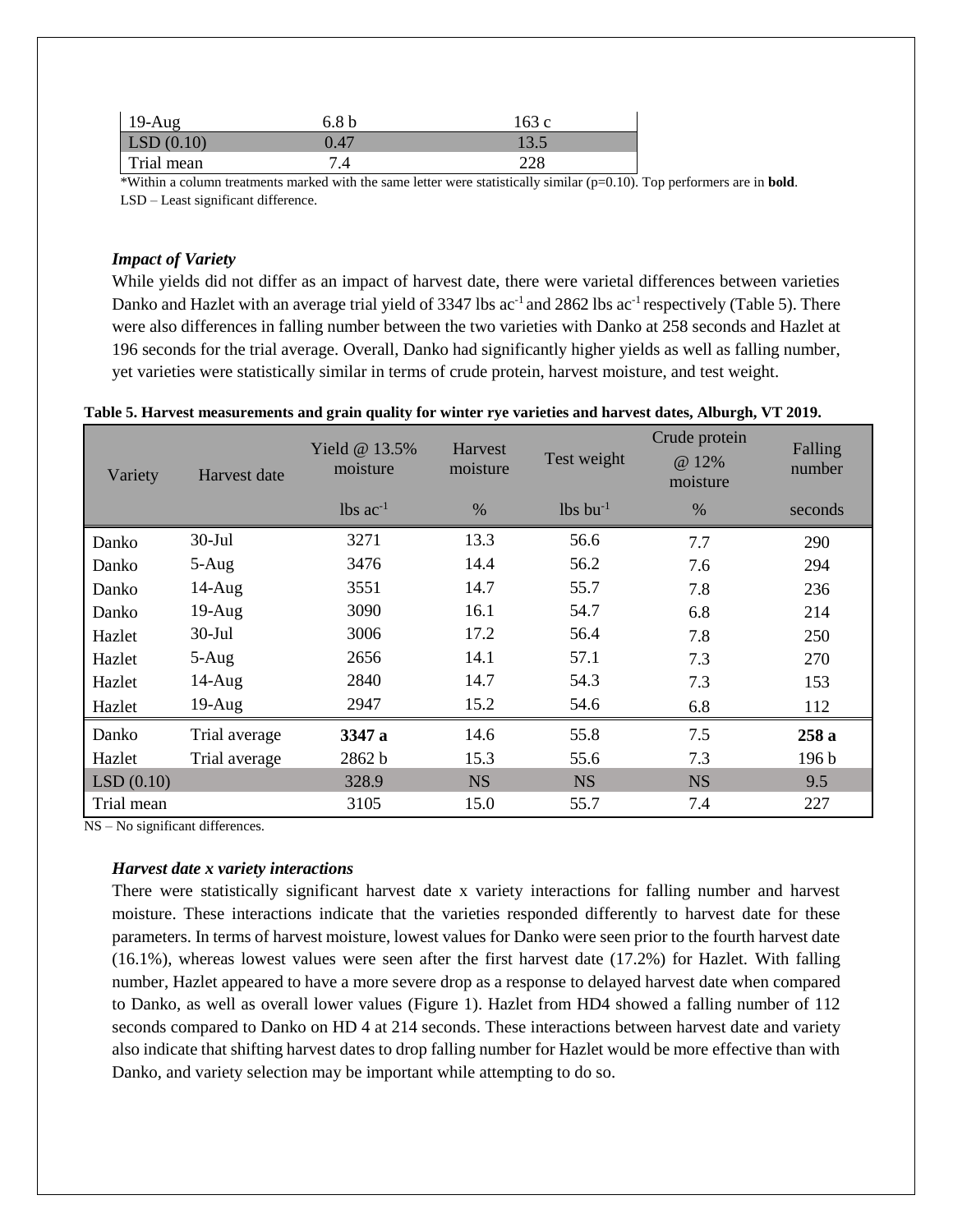| 19-Aug | 6.8 b | 163 c |
|---|---|---|
| LSD (0.10) | 0.47 | 13.5 |
| Trial mean | 7.4 | 228 |

*Within a column treatments marked with the same letter were statistically similar (p=0.10). Top performers are in **bold**.
LSD – Least significant difference.

### *Impact of Variety*

While yields did not differ as an impact of harvest date, there were varietal differences between varieties Danko and Hazlet with an average trial yield of 3347 lbs ac$^{-1}$ and 2862 lbs ac$^{-1}$ respectively (Table 5). There were also differences in falling number between the two varieties with Danko at 258 seconds and Hazlet at 196 seconds for the trial average. Overall, Danko had significantly higher yields as well as falling number, yet varieties were statistically similar in terms of crude protein, harvest moisture, and test weight.

**Table 5. Harvest measurements and grain quality for winter rye varieties and harvest dates, Alburgh, VT 2019.**

| Variety | Harvest date | Yield @ 13.5% moisture | Harvest moisture | Test weight | Crude protein @ 12% moisture | Falling number |
|---|---|---|---|---|---|---|
| | | lbs ac$^{-1}$ | % | lbs bu$^{-1}$ | % | seconds |
| Danko | 30-Jul | 3271 | 13.3 | 56.6 | 7.7 | 290 |
| Danko | 5-Aug | 3476 | 14.4 | 56.2 | 7.6 | 294 |
| Danko | 14-Aug | 3551 | 14.7 | 55.7 | 7.8 | 236 |
| Danko | 19-Aug | 3090 | 16.1 | 54.7 | 6.8 | 214 |
| Hazlet | 30-Jul | 3006 | 17.2 | 56.4 | 7.8 | 250 |
| Hazlet | 5-Aug | 2656 | 14.1 | 57.1 | 7.3 | 270 |
| Hazlet | 14-Aug | 2840 | 14.7 | 54.3 | 7.3 | 153 |
| Hazlet | 19-Aug | 2947 | 15.2 | 54.6 | 6.8 | 112 |
| Danko | Trial average | **3347 a** | 14.6 | 55.8 | 7.5 | **258 a** |
| Hazlet | Trial average | 2862 b | 15.3 | 55.6 | 7.3 | 196 b |
| LSD (0.10) | | 328.9 | NS | NS | NS | 9.5 |
| Trial mean | | 3105 | 15.0 | 55.7 | 7.4 | 227 |

NS – No significant differences.

### *Harvest date x variety interactions*

There were statistically significant harvest date x variety interactions for falling number and harvest moisture. These interactions indicate that the varieties responded differently to harvest date for these parameters. In terms of harvest moisture, lowest values for Danko were seen prior to the fourth harvest date (16.1%), whereas lowest values were seen after the first harvest date (17.2%) for Hazlet. With falling number, Hazlet appeared to have a more severe drop as a response to delayed harvest date when compared to Danko, as well as overall lower values (Figure 1). Hazlet from HD4 showed a falling number of 112 seconds compared to Danko on HD 4 at 214 seconds. These interactions between harvest date and variety also indicate that shifting harvest dates to drop falling number for Hazlet would be more effective than with Danko, and variety selection may be important while attempting to do so.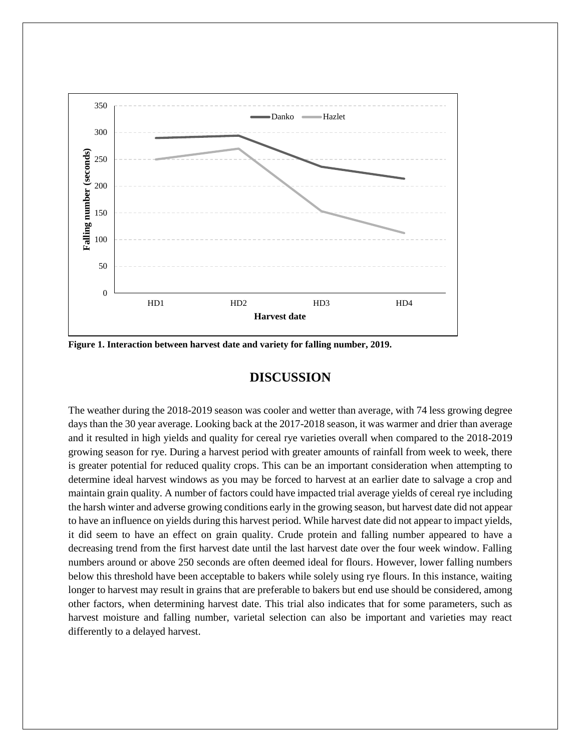Figure 1. Interaction between harvest date and variety for falling number, 2019.

## DISCUSSION

The weather during the 2018-2019 season was cooler and wetter than average, with 74 less growing degree days than the 30 year average. Looking back at the 2017-2018 season, it was warmer and drier than average and it resulted in high yields and quality for cereal rye varieties overall when compared to the 2018-2019 growing season for rye. During a harvest period with greater amounts of rainfall from week to week, there is greater potential for reduced quality crops. This can be an important consideration when attempting to determine ideal harvest windows as you may be forced to harvest at an earlier date to salvage a crop and maintain grain quality. A number of factors could have impacted trial average yields of cereal rye including the harsh winter and adverse growing conditions early in the growing season, but harvest date did not appear to have an influence on yields during this harvest period. While harvest date did not appear to impact yields, it did seem to have an effect on grain quality. Crude protein and falling number appeared to have a decreasing trend from the first harvest date until the last harvest date over the four week window. Falling numbers around or above 250 seconds are often deemed ideal for flours. However, lower falling numbers below this threshold have been acceptable to bakers while solely using rye flours. In this instance, waiting longer to harvest may result in grains that are preferable to bakers but end use should be considered, among other factors, when determining harvest date. This trial also indicates that for some parameters, such as harvest moisture and falling number, varietal selection can also be important and varieties may react differently to a delayed harvest.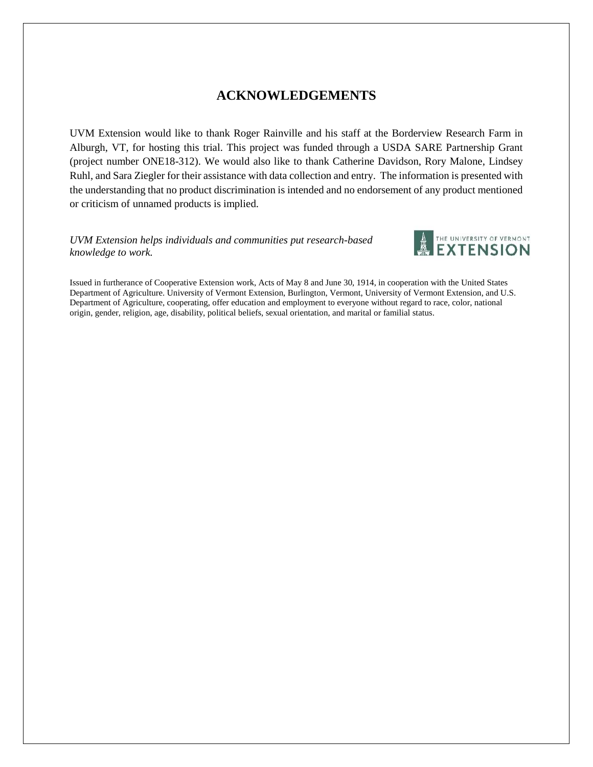# ACKNOWLEDGEMENTS

UVM Extension would like to thank Roger Rainville and his staff at the Borderview Research Farm in Alburgh, VT, for hosting this trial. This project was funded through a USDA SARE Partnership Grant (project number ONE18-312). We would also like to thank Catherine Davidson, Rory Malone, Lindsey Ruhl, and Sara Ziegler for their assistance with data collection and entry. The information is presented with the understanding that no product discrimination is intended and no endorsement of any product mentioned or criticism of unnamed products is implied.

*UVM Extension helps individuals and communities put research-based knowledge to work.*

THE UNIVERSITY OF VERMONT EXTENSION

Issued in furtherance of Cooperative Extension work, Acts of May 8 and June 30, 1914, in cooperation with the United States Department of Agriculture. University of Vermont Extension, Burlington, Vermont, University of Vermont Extension, and U.S. Department of Agriculture, cooperating, offer education and employment to everyone without regard to race, color, national origin, gender, religion, age, disability, political beliefs, sexual orientation, and marital or familial status.